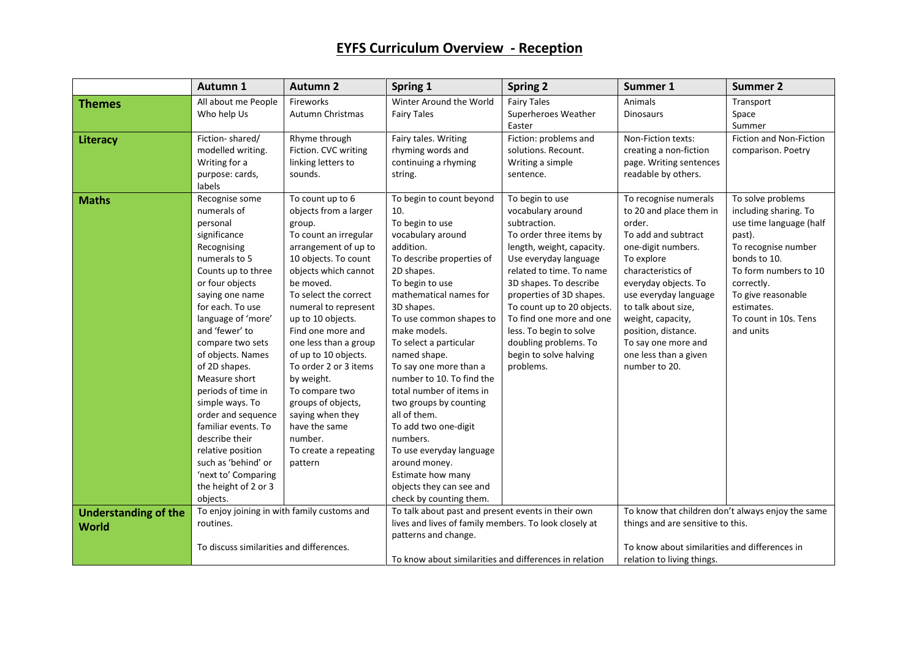# EYFS Curriculum Overview - Reception

| | Autumn 1 | Autumn 2 | Spring 1 | Spring 2 | Summer 1 | Summer 2 |
|---|---|---|---|---|---|---|
| **Themes** | All about me People Who help Us | Fireworks Autumn Christmas | Winter Around the World Fairy Tales | Fairy Tales Superheroes Weather Easter | Animals Dinosaurs | Transport Space Summer |
| **Literacy** | Fiction- shared/ modelled writing. Writing for a purpose: cards, labels | Rhyme through Fiction. CVC writing linking letters to sounds. | Fairy tales. Writing rhyming words and continuing a rhyming string. | Fiction: problems and solutions. Recount. Writing a simple sentence. | Non-Fiction texts: creating a non-fiction page. Writing sentences readable by others. | Fiction and Non-Fiction comparison. Poetry |
| **Maths** | Recognise some numerals of personal significance Recognising numerals to 5 Counts up to three or four objects saying one name for each. To use language of 'more' and 'fewer' to compare two sets of objects. Names of 2D shapes. Measure short periods of time in simple ways. To order and sequence familiar events. To describe their relative position such as 'behind' or 'next to' Comparing the height of 2 or 3 objects. | To count up to 6 objects from a larger group. To count an irregular arrangement of up to 10 objects. To count objects which cannot be moved. To select the correct numeral to represent up to 10 objects. Find one more and one less than a group of up to 10 objects. To order 2 or 3 items by weight. To compare two groups of objects, saying when they have the same number. To create a repeating pattern | To begin to count beyond 10. To begin to use vocabulary around addition. To describe properties of 2D shapes. To begin to use mathematical names for 3D shapes. To use common shapes to make models. To select a particular named shape. To say one more than a number to 10. To find the total number of items in two groups by counting all of them. To add two one-digit numbers. To use everyday language around money. Estimate how many objects they can see and check by counting them. | To begin to use vocabulary around subtraction. To order three items by length, weight, capacity. Use everyday language related to time. To name 3D shapes. To describe properties of 3D shapes. To count up to 20 objects. To find one more and one less. To begin to solve doubling problems. To begin to solve halving problems. | To recognise numerals to 20 and place them in order. To add and subtract one-digit numbers. To explore characteristics of everyday objects. To use everyday language to talk about size, weight, capacity, position, distance. To say one more and one less than a given number to 20. | To solve problems including sharing. To use time language (half past). To recognise number bonds to 10. To form numbers to 10 correctly. To give reasonable estimates. To count in 10s. Tens and units |
| **Understanding of the World** | To enjoy joining in with family customs and routines. To discuss similarities and differences. | | To talk about past and present events in their own lives and lives of family members. To look closely at patterns and change. To know about similarities and differences in relation | | To know that children don't always enjoy the same things and are sensitive to this. To know about similarities and differences in relation to living things. | |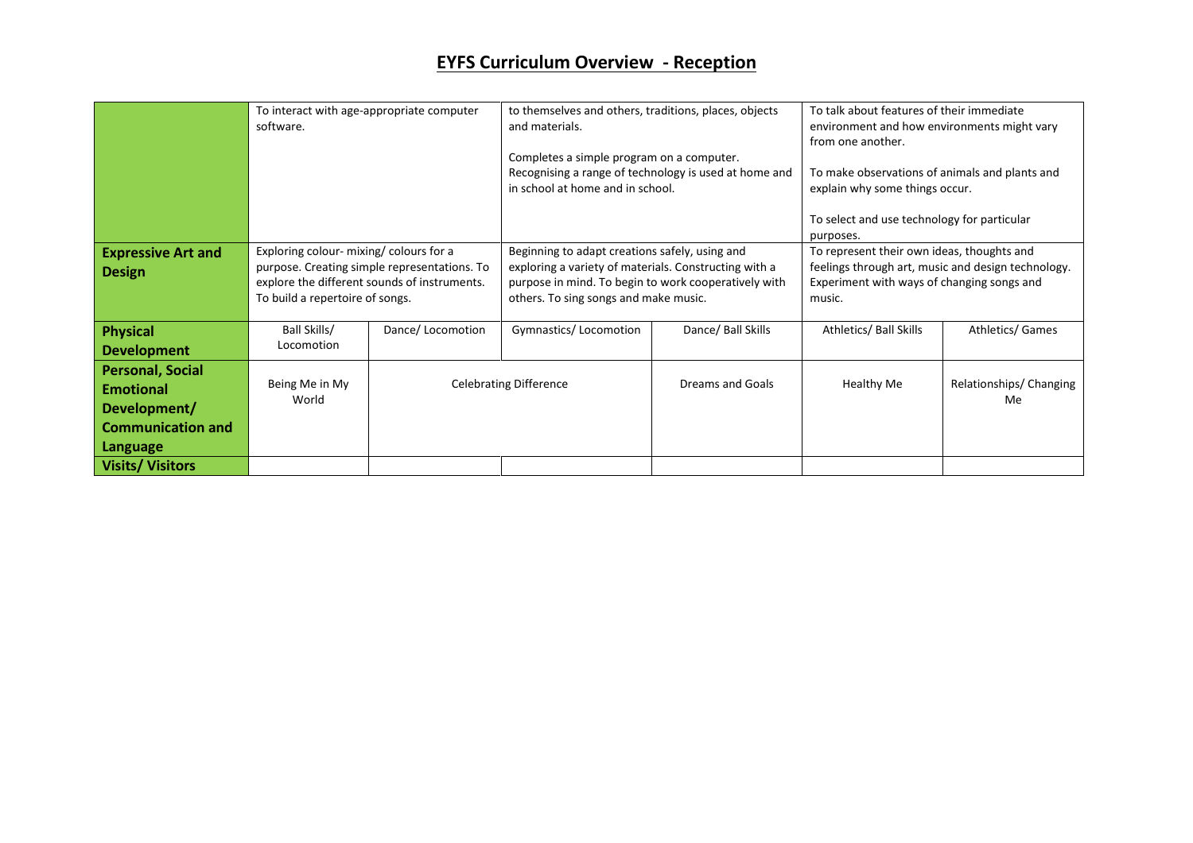# EYFS Curriculum Overview - Reception

| | | | | | | |
|---|---|---|---|---|---|---|
| | To interact with age-appropriate computer software. | | to themselves and others, traditions, places, objects and materials.<br><br>Completes a simple program on a computer. Recognising a range of technology is used at home and in school at home and in school. | | To talk about features of their immediate environment and how environments might vary from one another.<br><br>To make observations of animals and plants and explain why some things occur.<br><br>To select and use technology for particular purposes. | |
| **Expressive Art and Design** | Exploring colour- mixing/ colours for a purpose. Creating simple representations. To explore the different sounds of instruments. To build a repertoire of songs. | | Beginning to adapt creations safely, using and exploring a variety of materials. Constructing with a purpose in mind. To begin to work cooperatively with others. To sing songs and make music. | | To represent their own ideas, thoughts and feelings through art, music and design technology. Experiment with ways of changing songs and music. | |
| **Physical Development** | Ball Skills/ Locomotion | Dance/ Locomotion | Gymnastics/ Locomotion | Dance/ Ball Skills | Athletics/ Ball Skills | Athletics/ Games |
| **Personal, Social Emotional Development/ Communication and Language** | Being Me in My World | Celebrating Difference | | Dreams and Goals | Healthy Me | Relationships/ Changing Me |
| **Visits/ Visitors** | | | | | | |